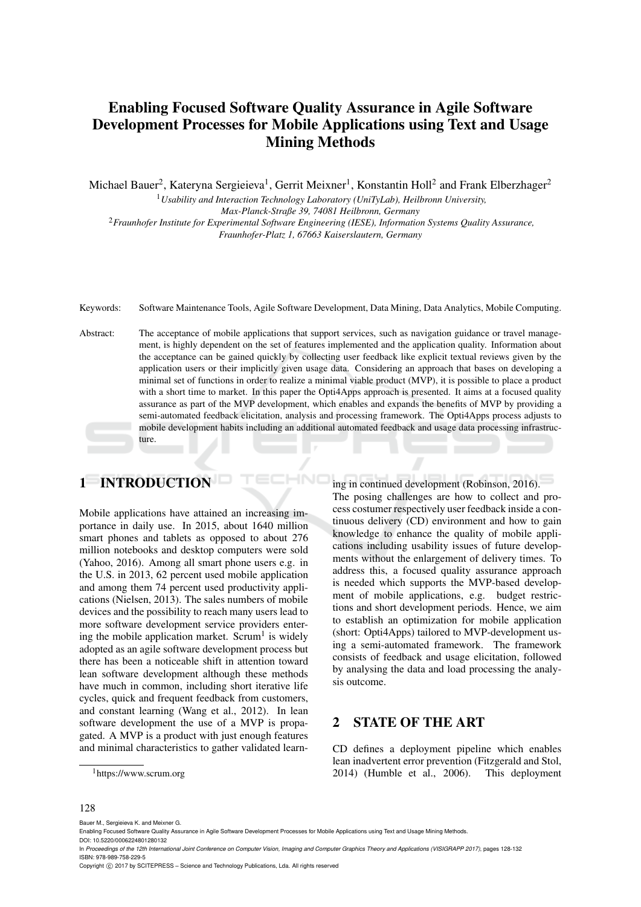# Enabling Focused Software Quality Assurance in Agile Software Development Processes for Mobile Applications using Text and Usage Mining Methods

Michael Bauer[2], Kateryna Sergieieva[1], Gerrit Meixner[1], Konstantin Holl[2] and Frank Elberzhager[2]

[1] *Usability and Interaction Technology Laboratory (UniTyLab), Heilbronn University, Max-Planck-Straße 39, 74081 Heilbronn, Germany*

[2] *Fraunhofer Institute for Experimental Software Engineering (IESE), Information Systems Quality Assurance, Fraunhofer-Platz 1, 67663 Kaiserslautern, Germany*

Keywords: Software Maintenance Tools, Agile Software Development, Data Mining, Data Analytics, Mobile Computing.

Abstract: The acceptance of mobile applications that support services, such as navigation guidance or travel management, is highly dependent on the set of features implemented and the application quality. Information about the acceptance can be gained quickly by collecting user feedback like explicit textual reviews given by the application users or their implicitly given usage data. Considering an approach that bases on developing a minimal set of functions in order to realize a minimal viable product (MVP), it is possible to place a product with a short time to market. In this paper the Opti4Apps approach is presented. It aims at a focused quality assurance as part of the MVP development, which enables and expands the benefits of MVP by providing a semi-automated feedback elicitation, analysis and processing framework. The Opti4Apps process adjusts to mobile development habits including an additional automated feedback and usage data processing infrastructure.

## 1 INTRODUCTION

Mobile applications have attained an increasing importance in daily use. In 2015, about 1640 million smart phones and tablets as opposed to about 276 million notebooks and desktop computers were sold (Yahoo, 2016). Among all smart phone users e.g. in the U.S. in 2013, 62 percent used mobile application and among them 74 percent used productivity applications (Nielsen, 2013). The sales numbers of mobile devices and the possibility to reach many users lead to more software development service providers entering the mobile application market. Scrum[1] is widely adopted as an agile software development process but there has been a noticeable shift in attention toward lean software development although these methods have much in common, including short iterative life cycles, quick and frequent feedback from customers, and constant learning (Wang et al., 2012). In lean software development the use of a MVP is propagated. A MVP is a product with just enough features and minimal characteristics to gather validated learning in continued development (Robinson, 2016).

The posing challenges are how to collect and process costumer respectively user feedback inside a continuous delivery (CD) environment and how to gain knowledge to enhance the quality of mobile applications including usability issues of future developments without the enlargement of delivery times. To address this, a focused quality assurance approach is needed which supports the MVP-based development of mobile applications, e.g. budget restrictions and short development periods. Hence, we aim to establish an optimization for mobile application (short: Opti4Apps) tailored to MVP-development using a semi-automated framework. The framework consists of feedback and usage elicitation, followed by analysing the data and load processing the analysis outcome.

## 2 STATE OF THE ART

CD defines a deployment pipeline which enables lean inadvertent error prevention (Fitzgerald and Stol, 2014) (Humble et al., 2006). This deployment

[1] https://www.scrum.org

Bauer M., Sergieieva K. and Meixner G.
Enabling Focused Software Quality Assurance in Agile Software Development Processes for Mobile Applications using Text and Usage Mining Methods.
DOI: 10.5220/0006224801280132
In *Proceedings of the 12th International Joint Conference on Computer Vision, Imaging and Computer Graphics Theory and Applications (VISIGRAPP 2017)*, pages 128-132
ISBN: 978-989-758-229-5
Copyright © 2017 by SCITEPRESS – Science and Technology Publications, Lda. All rights reserved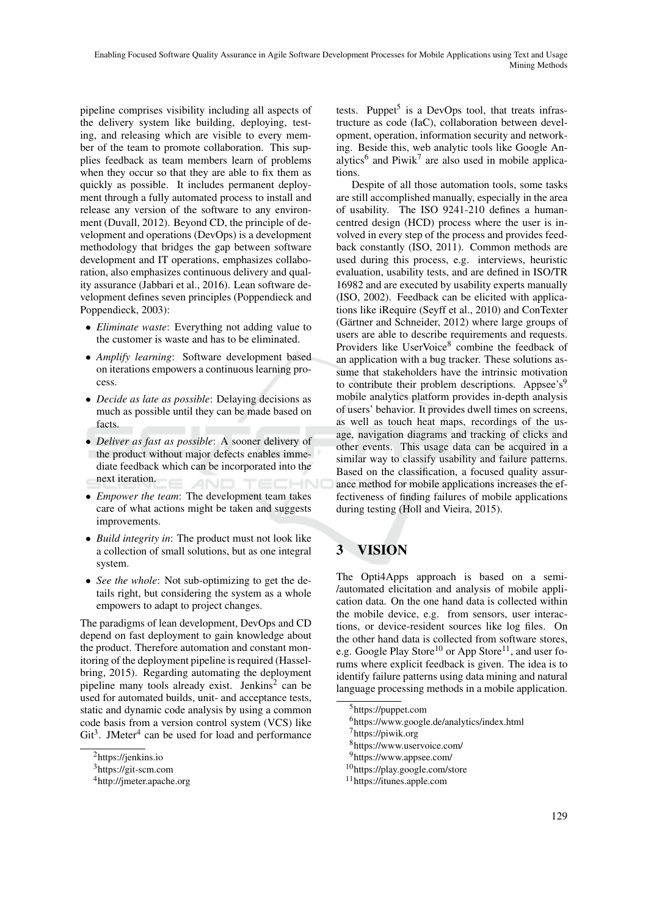pipeline comprises visibility including all aspects of the delivery system like building, deploying, testing, and releasing which are visible to every member of the team to promote collaboration. This supplies feedback as team members learn of problems when they occur so that they are able to fix them as quickly as possible. It includes permanent deployment through a fully automated process to install and release any version of the software to any environment (Duvall, 2012). Beyond CD, the principle of development and operations (DevOps) is a development methodology that bridges the gap between software development and IT operations, emphasizes collaboration, also emphasizes continuous delivery and quality assurance (Jabbari et al., 2016). Lean software development defines seven principles (Poppendieck and Poppendieck, 2003):

- *Eliminate waste*: Everything not adding value to the customer is waste and has to be eliminated.
- *Amplify learning*: Software development based on iterations empowers a continuous learning process.
- *Decide as late as possible*: Delaying decisions as much as possible until they can be made based on facts.
- *Deliver as fast as possible*: A sooner delivery of the product without major defects enables immediate feedback which can be incorporated into the next iteration.
- *Empower the team*: The development team takes care of what actions might be taken and suggests improvements.
- *Build integrity in*: The product must not look like a collection of small solutions, but as one integral system.
- *See the whole*: Not sub-optimizing to get the details right, but considering the system as a whole empowers to adapt to project changes.

The paradigms of lean development, DevOps and CD depend on fast deployment to gain knowledge about the product. Therefore automation and constant monitoring of the deployment pipeline is required (Hasselbring, 2015). Regarding automating the deployment pipeline many tools already exist. Jenkins[2] can be used for automated builds, unit- and acceptance tests, static and dynamic code analysis by using a common code basis from a version control system (VCS) like Git[3]. JMeter[4] can be used for load and performance tests. Puppet[5] is a DevOps tool, that treats infrastructure as code (IaC), collaboration between development, operation, information security and networking. Beside this, web analytic tools like Google Analytics[6] and Piwik[7] are also used in mobile applications.

Despite of all those automation tools, some tasks are still accomplished manually, especially in the area of usability. The ISO 9241-210 defines a human-centred design (HCD) process where the user is involved in every step of the process and provides feedback constantly (ISO, 2011). Common methods are used during this process, e.g. interviews, heuristic evaluation, usability tests, and are defined in ISO/TR 16982 and are executed by usability experts manually (ISO, 2002). Feedback can be elicited with applications like iRequire (Seyff et al., 2010) and ConTexter (Gärtner and Schneider, 2012) where large groups of users are able to describe requirements and requests. Providers like UserVoice[8] combine the feedback of an application with a bug tracker. These solutions assume that stakeholders have the intrinsic motivation to contribute their problem descriptions. Appsee's[9] mobile analytics platform provides in-depth analysis of users' behavior. It provides dwell times on screens, as well as touch heat maps, recordings of the usage, navigation diagrams and tracking of clicks and other events. This usage data can be acquired in a similar way to classify usability and failure patterns. Based on the classification, a focused quality assurance method for mobile applications increases the effectiveness of finding failures of mobile applications during testing (Holl and Vieira, 2015).

## 3 VISION

The Opti4Apps approach is based on a semi-/automated elicitation and analysis of mobile application data. On the one hand data is collected within the mobile device, e.g. from sensors, user interactions, or device-resident sources like log files. On the other hand data is collected from software stores, e.g. Google Play Store[10] or App Store[11], and user forums where explicit feedback is given. The idea is to identify failure patterns using data mining and natural language processing methods in a mobile application.

---

[2] https://jenkins.io
[3] https://git-scm.com
[4] http://jmeter.apache.org
[5] https://puppet.com
[6] https://www.google.de/analytics/index.html
[7] https://piwik.org
[8] https://www.uservoice.com/
[9] https://www.appsee.com/
[10] https://play.google.com/store
[11] https://itunes.apple.com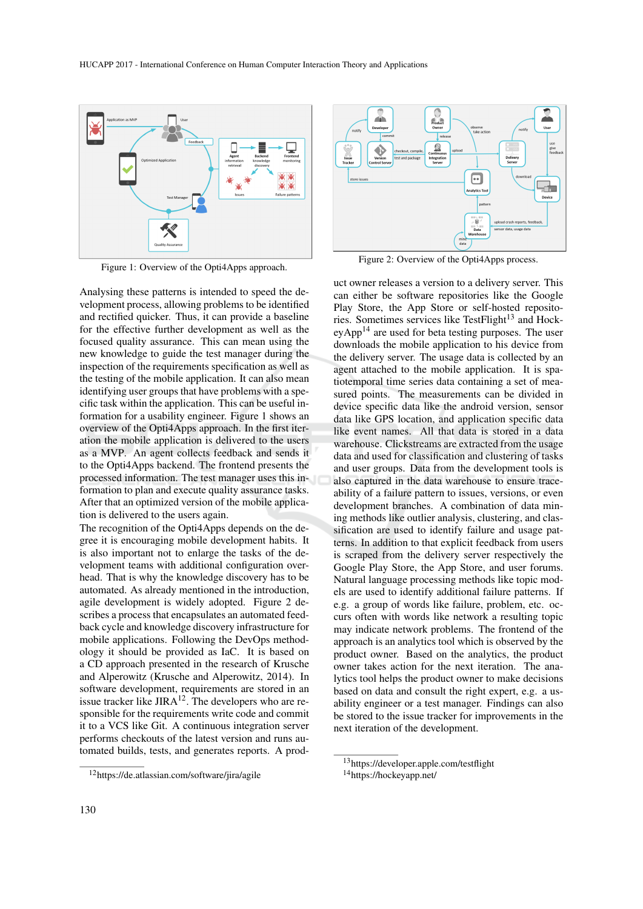Figure 1: Overview of the Opti4Apps approach.

Figure 2: Overview of the Opti4Apps process.

Analysing these patterns is intended to speed the development process, allowing problems to be identified and rectified quicker. Thus, it can provide a baseline for the effective further development as well as the focused quality assurance. This can mean using the new knowledge to guide the test manager during the inspection of the requirements specification as well as the testing of the mobile application. It can also mean identifying user groups that have problems with a specific task within the application. This can be useful information for a usability engineer. Figure 1 shows an overview of the Opti4Apps approach. In the first iteration the mobile application is delivered to the users as a MVP. An agent collects feedback and sends it to the Opti4Apps backend. The frontend presents the processed information. The test manager uses this information to plan and execute quality assurance tasks. After that an optimized version of the mobile application is delivered to the users again.

The recognition of the Opti4Apps depends on the degree it is encouraging mobile development habits. It is also important not to enlarge the tasks of the development teams with additional configuration overhead. That is why the knowledge discovery has to be automated. As already mentioned in the introduction, agile development is widely adopted. Figure 2 describes a process that encapsulates an automated feedback cycle and knowledge discovery infrastructure for mobile applications. Following the DevOps methodology it should be provided as IaC. It is based on a CD approach presented in the research of Krusche and Alperowitz (Krusche and Alperowitz, 2014). In software development, requirements are stored in an issue tracker like JIRA[12]. The developers who are responsible for the requirements write code and commit it to a VCS like Git. A continuous integration server performs checkouts of the latest version and runs automated builds, tests, and generates reports. A product owner releases a version to a delivery server. This can either be software repositories like the Google Play Store, the App Store or self-hosted repositories. Sometimes services like TestFlight[13] and HockeyApp[14] are used for beta testing purposes. The user downloads the mobile application to his device from the delivery server. The usage data is collected by an agent attached to the mobile application. It is spatiotemporal time series data containing a set of measured points. The measurements can be divided in device specific data like the android version, sensor data like GPS location, and application specific data like event names. All that data is stored in a data warehouse. Clickstreams are extracted from the usage data and used for classification and clustering of tasks and user groups. Data from the development tools is also captured in the data warehouse to ensure traceability of a failure pattern to issues, versions, or even development branches. A combination of data mining methods like outlier analysis, clustering, and classification are used to identify failure and usage patterns. In addition to that explicit feedback from users is scraped from the delivery server respectively the Google Play Store, the App Store, and user forums. Natural language processing methods like topic models are used to identify additional failure patterns. If e.g. a group of words like failure, problem, etc. occurs often with words like network a resulting topic may indicate network problems. The frontend of the approach is an analytics tool which is observed by the product owner. Based on the analytics, the product owner takes action for the next iteration. The analytics tool helps the product owner to make decisions based on data and consult the right expert, e.g. a usability engineer or a test manager. Findings can also be stored to the issue tracker for improvements in the next iteration of the development.

[12] https://de.atlassian.com/software/jira/agile

[13] https://developer.apple.com/testflight

[14] https://hockeyapp.net/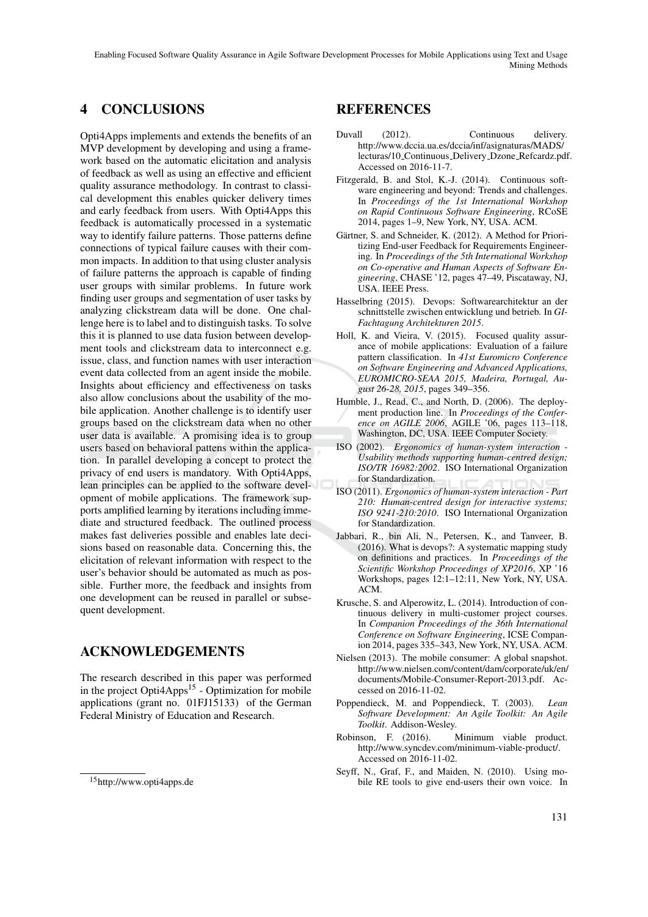## 4 CONCLUSIONS

Opti4Apps implements and extends the benefits of an MVP development by developing and using a framework based on the automatic elicitation and analysis of feedback as well as using an effective and efficient quality assurance methodology. In contrast to classical development this enables quicker delivery times and early feedback from users. With Opti4Apps this feedback is automatically processed in a systematic way to identify failure patterns. Those patterns define connections of typical failure causes with their common impacts. In addition to that using cluster analysis of failure patterns the approach is capable of finding user groups with similar problems. In future work finding user groups and segmentation of user tasks by analyzing clickstream data will be done. One challenge here is to label and to distinguish tasks. To solve this it is planned to use data fusion between development tools and clickstream data to interconnect e.g. issue, class, and function names with user interaction event data collected from an agent inside the mobile. Insights about efficiency and effectiveness on tasks also allow conclusions about the usability of the mobile application. Another challenge is to identify user groups based on the clickstream data when no other user data is available. A promising idea is to group users based on behavioral pattens within the application. In parallel developing a concept to protect the privacy of end users is mandatory. With Opti4Apps, lean principles can be applied to the software development of mobile applications. The framework supports amplified learning by iterations including immediate and structured feedback. The outlined process makes fast deliveries possible and enables late decisions based on reasonable data. Concerning this, the elicitation of relevant information with respect to the user's behavior should be automated as much as possible. Further more, the feedback and insights from one development can be reused in parallel or subsequent development.

## ACKNOWLEDGEMENTS

The research described in this paper was performed in the project Opti4Apps[15] - Optimization for mobile applications (grant no. 01FJ15133) of the German Federal Ministry of Education and Research.

[15] http://www.opti4apps.de

## REFERENCES

Duvall (2012). Continuous delivery. http://www.dccia.ua.es/dccia/inf/asignaturas/MADS/lecturas/10_Continuous_Delivery_Dzone_Refcardz.pdf. Accessed on 2016-11-7.

Fitzgerald, B. and Stol, K.-J. (2014). Continuous software engineering and beyond: Trends and challenges. In *Proceedings of the 1st International Workshop on Rapid Continuous Software Engineering*, RCoSE 2014, pages 1–9, New York, NY, USA. ACM.

Gärtner, S. and Schneider, K. (2012). A Method for Prioritizing End-user Feedback for Requirements Engineering. In *Proceedings of the 5th International Workshop on Co-operative and Human Aspects of Software Engineering*, CHASE '12, pages 47–49, Piscataway, NJ, USA. IEEE Press.

Hasselbring (2015). Devops: Softwarearchitektur an der schnittstelle zwischen entwicklung und betrieb. In *GI-Fachtagung Architekturen 2015*.

Holl, K. and Vieira, V. (2015). Focused quality assurance of mobile applications: Evaluation of a failure pattern classification. In *41st Euromicro Conference on Software Engineering and Advanced Applications, EUROMICRO-SEAA 2015, Madeira, Portugal, August 26-28, 2015*, pages 349–356.

Humble, J., Read, C., and North, D. (2006). The deployment production line. In *Proceedings of the Conference on AGILE 2006*, AGILE '06, pages 113–118, Washington, DC, USA. IEEE Computer Society.

ISO (2002). *Ergonomics of human-system interaction - Usability methods supporting human-centred design; ISO/TR 16982:2002*. ISO International Organization for Standardization.

ISO (2011). *Ergonomics of human-system interaction - Part 210: Human-centred design for interactive systems; ISO 9241-210:2010*. ISO International Organization for Standardization.

Jabbari, R., bin Ali, N., Petersen, K., and Tanveer, B. (2016). What is devops?: A systematic mapping study on definitions and practices. In *Proceedings of the Scientific Workshop Proceedings of XP2016*, XP '16 Workshops, pages 12:1–12:11, New York, NY, USA. ACM.

Krusche, S. and Alperowitz, L. (2014). Introduction of continuous delivery in multi-customer project courses. In *Companion Proceedings of the 36th International Conference on Software Engineering*, ICSE Companion 2014, pages 335–343, New York, NY, USA. ACM.

Nielsen (2013). The mobile consumer: A global snapshot. http://www.nielsen.com/content/dam/corporate/uk/en/documents/Mobile-Consumer-Report-2013.pdf. Accessed on 2016-11-02.

Poppendieck, M. and Poppendieck, T. (2003). *Lean Software Development: An Agile Toolkit: An Agile Toolkit*. Addison-Wesley.

Robinson, F. (2016). Minimum viable product. http://www.syncdev.com/minimum-viable-product/. Accessed on 2016-11-02.

Seyff, N., Graf, F., and Maiden, N. (2010). Using mobile RE tools to give end-users their own voice. In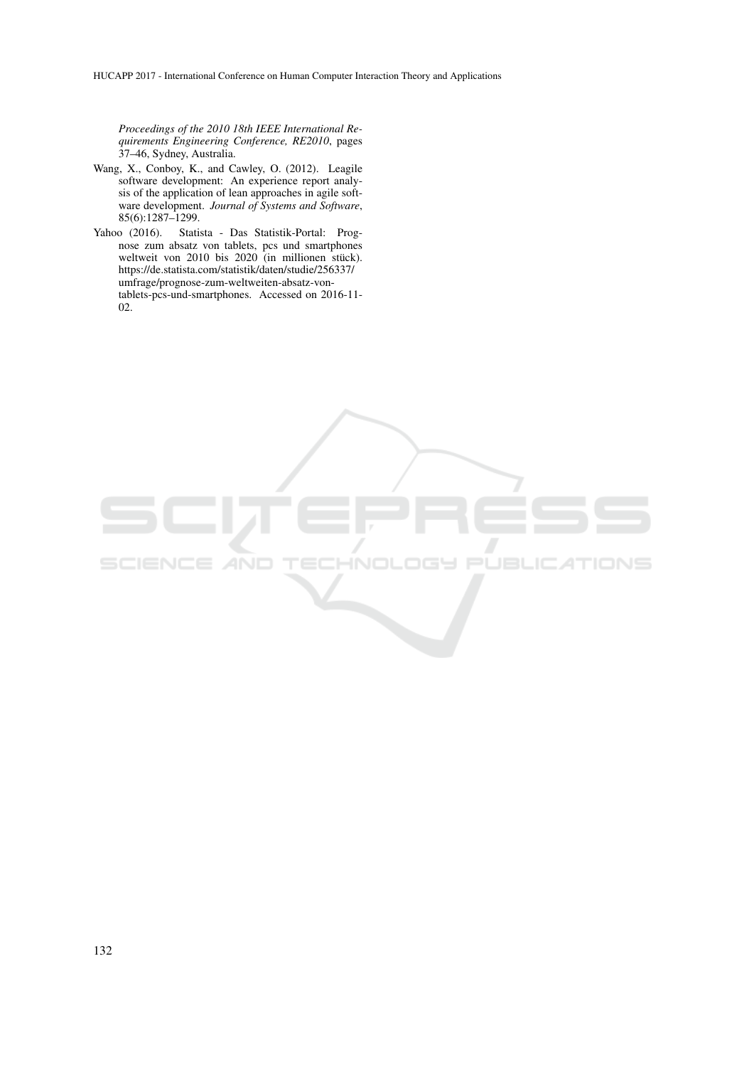*Proceedings of the 2010 18th IEEE International Requirements Engineering Conference, RE2010*, pages 37–46, Sydney, Australia.

Wang, X., Conboy, K., and Cawley, O. (2012). Leagile software development: An experience report analysis of the application of lean approaches in agile software development. *Journal of Systems and Software*, 85(6):1287–1299.

Yahoo (2016). Statista - Das Statistik-Portal: Prognose zum absatz von tablets, pcs und smartphones weltweit von 2010 bis 2020 (in millionen stück). https://de.statista.com/statistik/daten/studie/256337/umfrage/prognose-zum-weltweiten-absatz-von-tablets-pcs-und-smartphones. Accessed on 2016-11-02.